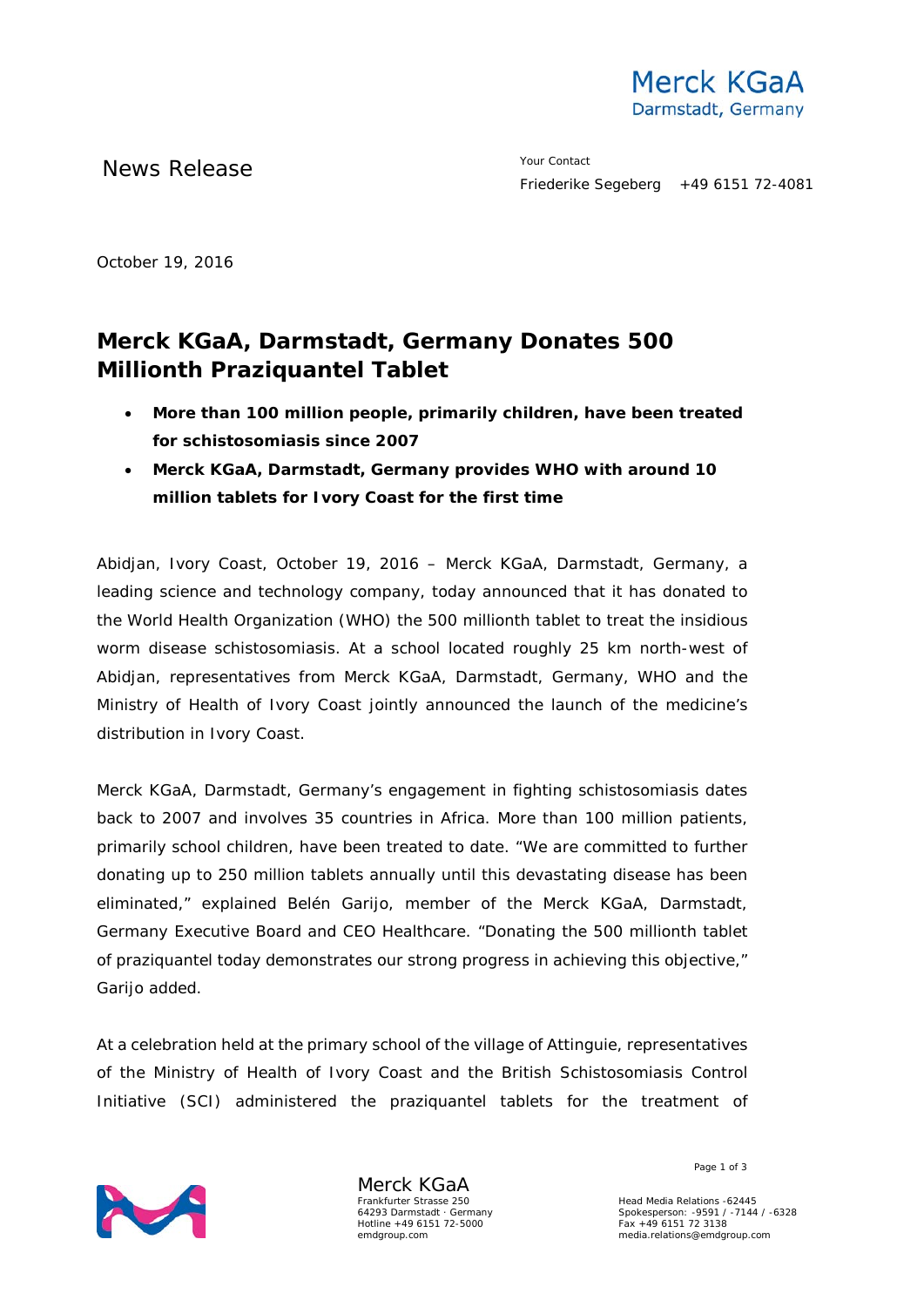News Release

Your Contact
Friederike Segeberg +49 6151 72-4081

October 19, 2016

# Merck KGaA, Darmstadt, Germany Donates 500 Millionth Praziquantel Tablet

- **More than 100 million people, primarily children, have been treated for schistosomiasis since 2007**
- **Merck KGaA, Darmstadt, Germany provides WHO with around 10 million tablets for Ivory Coast for the first time**

Abidjan, Ivory Coast, October 19, 2016 – Merck KGaA, Darmstadt, Germany, a leading science and technology company, today announced that it has donated to the World Health Organization (WHO) the 500 millionth tablet to treat the insidious worm disease schistosomiasis. At a school located roughly 25 km north-west of Abidjan, representatives from Merck KGaA, Darmstadt, Germany, WHO and the Ministry of Health of Ivory Coast jointly announced the launch of the medicine's distribution in Ivory Coast.

Merck KGaA, Darmstadt, Germany's engagement in fighting schistosomiasis dates back to 2007 and involves 35 countries in Africa. More than 100 million patients, primarily school children, have been treated to date. "We are committed to further donating up to 250 million tablets annually until this devastating disease has been eliminated," explained Belén Garijo, member of the Merck KGaA, Darmstadt, Germany Executive Board and CEO Healthcare. "Donating the 500 millionth tablet of praziquantel today demonstrates our strong progress in achieving this objective," Garijo added.

At a celebration held at the primary school of the village of Attinguie, representatives of the Ministry of Health of Ivory Coast and the British Schistosomiasis Control Initiative (SCI) administered the praziquantel tablets for the treatment of

Merck KGaA
Frankfurter Strasse 250
64293 Darmstadt · Germany
Hotline +49 6151 72-5000
emdgroup.com

Head Media Relations -62445
Spokesperson: -9591 / -7144 / -6328
Fax +49 6151 72 3138
media.relations@emdgroup.com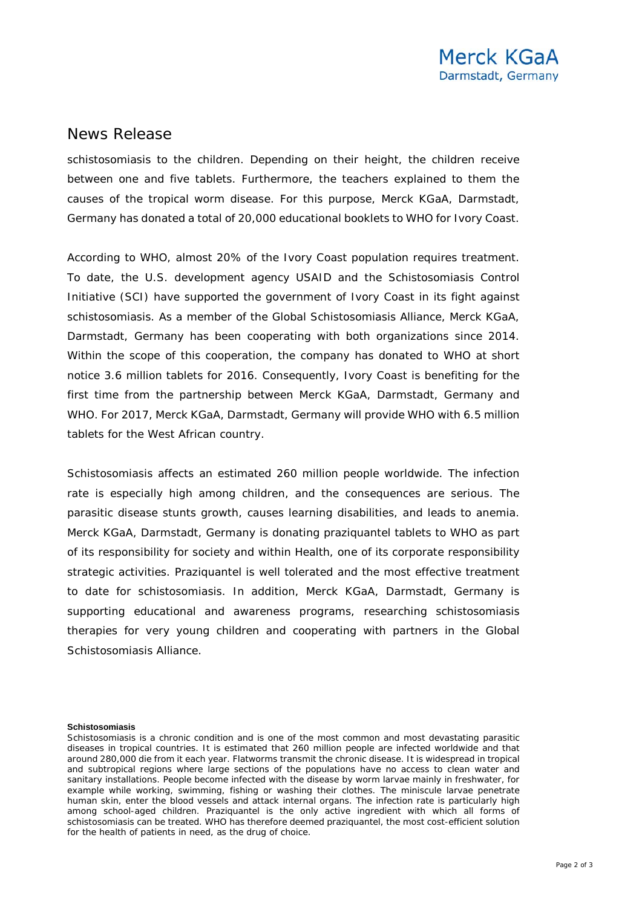# News Release

schistosomiasis to the children. Depending on their height, the children receive between one and five tablets. Furthermore, the teachers explained to them the causes of the tropical worm disease. For this purpose, Merck KGaA, Darmstadt, Germany has donated a total of 20,000 educational booklets to WHO for Ivory Coast.

According to WHO, almost 20% of the Ivory Coast population requires treatment. To date, the U.S. development agency USAID and the Schistosomiasis Control Initiative (SCI) have supported the government of Ivory Coast in its fight against schistosomiasis. As a member of the Global Schistosomiasis Alliance, Merck KGaA, Darmstadt, Germany has been cooperating with both organizations since 2014. Within the scope of this cooperation, the company has donated to WHO at short notice 3.6 million tablets for 2016. Consequently, Ivory Coast is benefiting for the first time from the partnership between Merck KGaA, Darmstadt, Germany and WHO. For 2017, Merck KGaA, Darmstadt, Germany will provide WHO with 6.5 million tablets for the West African country.

Schistosomiasis affects an estimated 260 million people worldwide. The infection rate is especially high among children, and the consequences are serious. The parasitic disease stunts growth, causes learning disabilities, and leads to anemia. Merck KGaA, Darmstadt, Germany is donating praziquantel tablets to WHO as part of its responsibility for society and within Health, one of its corporate responsibility strategic activities. Praziquantel is well tolerated and the most effective treatment to date for schistosomiasis. In addition, Merck KGaA, Darmstadt, Germany is supporting educational and awareness programs, researching schistosomiasis therapies for very young children and cooperating with partners in the Global Schistosomiasis Alliance.

**Schistosomiasis**

Schistosomiasis is a chronic condition and is one of the most common and most devastating parasitic diseases in tropical countries. It is estimated that 260 million people are infected worldwide and that around 280,000 die from it each year. Flatworms transmit the chronic disease. It is widespread in tropical and subtropical regions where large sections of the populations have no access to clean water and sanitary installations. People become infected with the disease by worm larvae mainly in freshwater, for example while working, swimming, fishing or washing their clothes. The miniscule larvae penetrate human skin, enter the blood vessels and attack internal organs. The infection rate is particularly high among school-aged children. Praziquantel is the only active ingredient with which all forms of schistosomiasis can be treated. WHO has therefore deemed praziquantel, the most cost-efficient solution for the health of patients in need, as the drug of choice.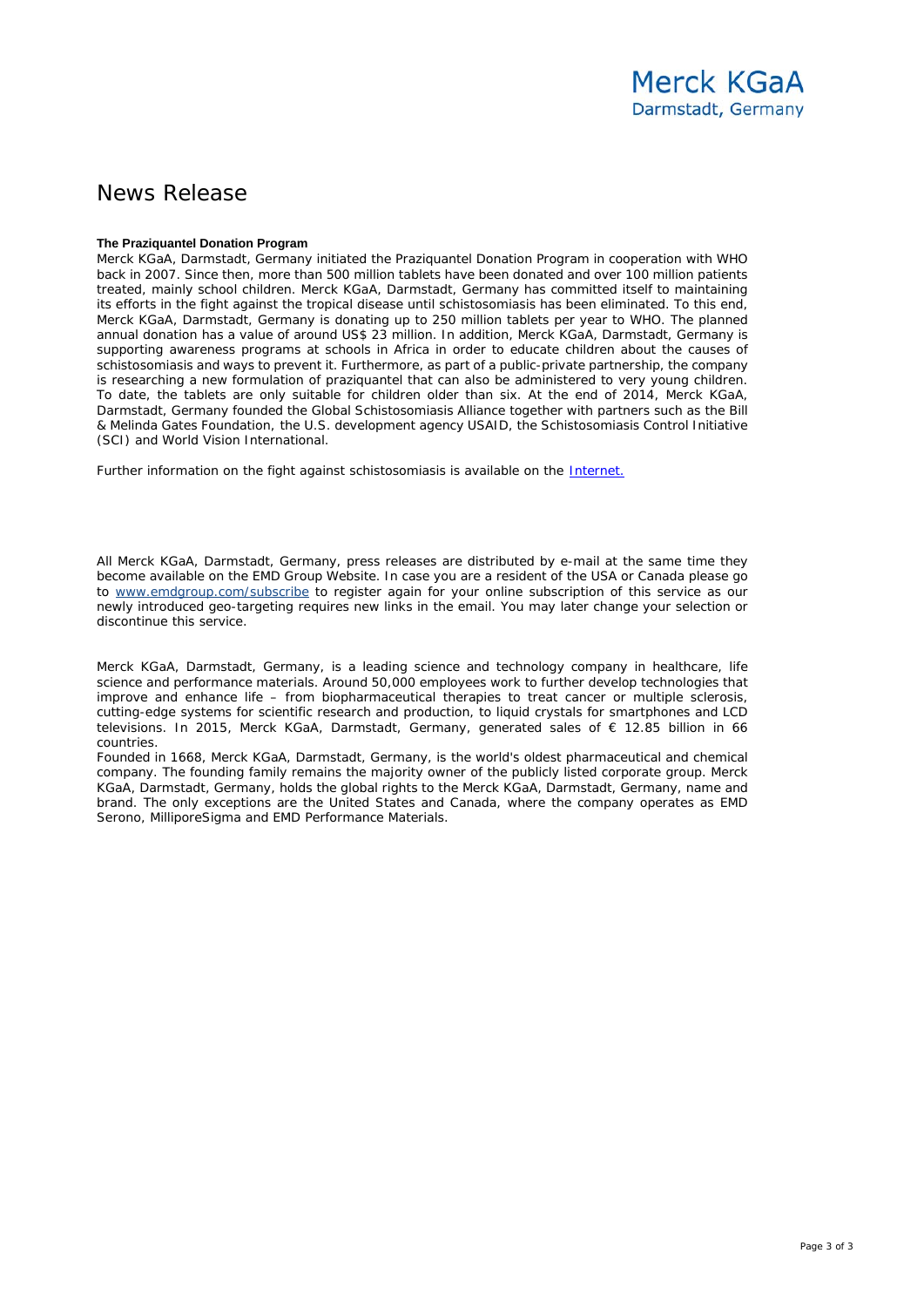# News Release

**The Praziquantel Donation Program**

Merck KGaA, Darmstadt, Germany initiated the Praziquantel Donation Program in cooperation with WHO back in 2007. Since then, more than 500 million tablets have been donated and over 100 million patients treated, mainly school children. Merck KGaA, Darmstadt, Germany has committed itself to maintaining its efforts in the fight against the tropical disease until schistosomiasis has been eliminated. To this end, Merck KGaA, Darmstadt, Germany is donating up to 250 million tablets per year to WHO. The planned annual donation has a value of around US$ 23 million. In addition, Merck KGaA, Darmstadt, Germany is supporting awareness programs at schools in Africa in order to educate children about the causes of schistosomiasis and ways to prevent it. Furthermore, as part of a public-private partnership, the company is researching a new formulation of praziquantel that can also be administered to very young children. To date, the tablets are only suitable for children older than six. At the end of 2014, Merck KGaA, Darmstadt, Germany founded the Global Schistosomiasis Alliance together with partners such as the Bill & Melinda Gates Foundation, the U.S. development agency USAID, the Schistosomiasis Control Initiative (SCI) and World Vision International.

Further information on the fight against schistosomiasis is available on the Internet.

All Merck KGaA, Darmstadt, Germany, press releases are distributed by e-mail at the same time they become available on the EMD Group Website. In case you are a resident of the USA or Canada please go to www.emdgroup.com/subscribe to register again for your online subscription of this service as our newly introduced geo-targeting requires new links in the email. You may later change your selection or discontinue this service.

Merck KGaA, Darmstadt, Germany, is a leading science and technology company in healthcare, life science and performance materials. Around 50,000 employees work to further develop technologies that improve and enhance life – from biopharmaceutical therapies to treat cancer or multiple sclerosis, cutting-edge systems for scientific research and production, to liquid crystals for smartphones and LCD televisions. In 2015, Merck KGaA, Darmstadt, Germany, generated sales of € 12.85 billion in 66 countries.

Founded in 1668, Merck KGaA, Darmstadt, Germany, is the world's oldest pharmaceutical and chemical company. The founding family remains the majority owner of the publicly listed corporate group. Merck KGaA, Darmstadt, Germany, holds the global rights to the Merck KGaA, Darmstadt, Germany, name and brand. The only exceptions are the United States and Canada, where the company operates as EMD Serono, MilliporeSigma and EMD Performance Materials.